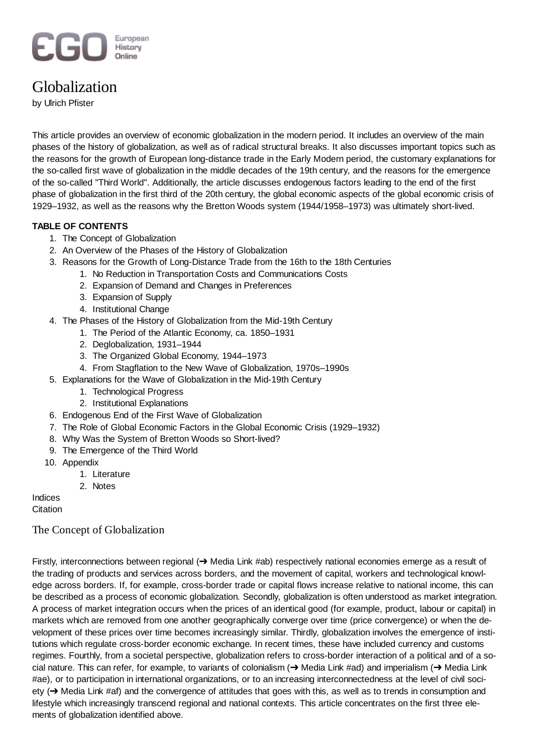# Globalization

by Ulrich Pfister

This article provides an overview of economic globalization in the modern period. It includes an overview of the main phases of the history of globalization, as well as of radical structural breaks. It also discusses important topics such as the reasons for the growth of European long-distance trade in the Early Modern period, the customary explanations for the so-called first wave of globalization in the middle decades of the 19th century, and the reasons for the emergence of the so-called "Third World". Additionally, the article discusses endogenous factors leading to the end of the first phase of globalization in the first third of the 20th century, the global economic aspects of the global economic crisis of 1929–1932, as well as the reasons why the Bretton Woods system (1944/1958–1973) was ultimately short-lived.

**TABLE OF CONTENTS**

1. The Concept of Globalization
2. An Overview of the Phases of the History of Globalization
3. Reasons for the Growth of Long-Distance Trade from the 16th to the 18th Centuries
    1. No Reduction in Transportation Costs and Communications Costs
    2. Expansion of Demand and Changes in Preferences
    3. Expansion of Supply
    4. Institutional Change
4. The Phases of the History of Globalization from the Mid-19th Century
    1. The Period of the Atlantic Economy, ca. 1850–1931
    2. Deglobalization, 1931–1944
    3. The Organized Global Economy, 1944–1973
    4. From Stagflation to the New Wave of Globalization, 1970s–1990s
5. Explanations for the Wave of Globalization in the Mid-19th Century
    1. Technological Progress
    2. Institutional Explanations
6. Endogenous End of the First Wave of Globalization
7. The Role of Global Economic Factors in the Global Economic Crisis (1929–1932)
8. Why Was the System of Bretton Woods so Short-lived?
9. The Emergence of the Third World
10. Appendix
    1. Literature
    2. Notes

Indices
Citation

## The Concept of Globalization

Firstly, interconnections between regional (➔ Media Link #ab) respectively national economies emerge as a result of the trading of products and services across borders, and the movement of capital, workers and technological knowledge across borders. If, for example, cross-border trade or capital flows increase relative to national income, this can be described as a process of economic globalization. Secondly, globalization is often understood as market integration. A process of market integration occurs when the prices of an identical good (for example, product, labour or capital) in markets which are removed from one another geographically converge over time (price convergence) or when the development of these prices over time becomes increasingly similar. Thirdly, globalization involves the emergence of institutions which regulate cross-border economic exchange. In recent times, these have included currency and customs regimes. Fourthly, from a societal perspective, globalization refers to cross-border interaction of a political and of a social nature. This can refer, for example, to variants of colonialism (➔ Media Link #ad) and imperialism (➔ Media Link #ae), or to participation in international organizations, or to an increasing interconnectedness at the level of civil society (➔ Media Link #af) and the convergence of attitudes that goes with this, as well as to trends in consumption and lifestyle which increasingly transcend regional and national contexts. This article concentrates on the first three elements of globalization identified above.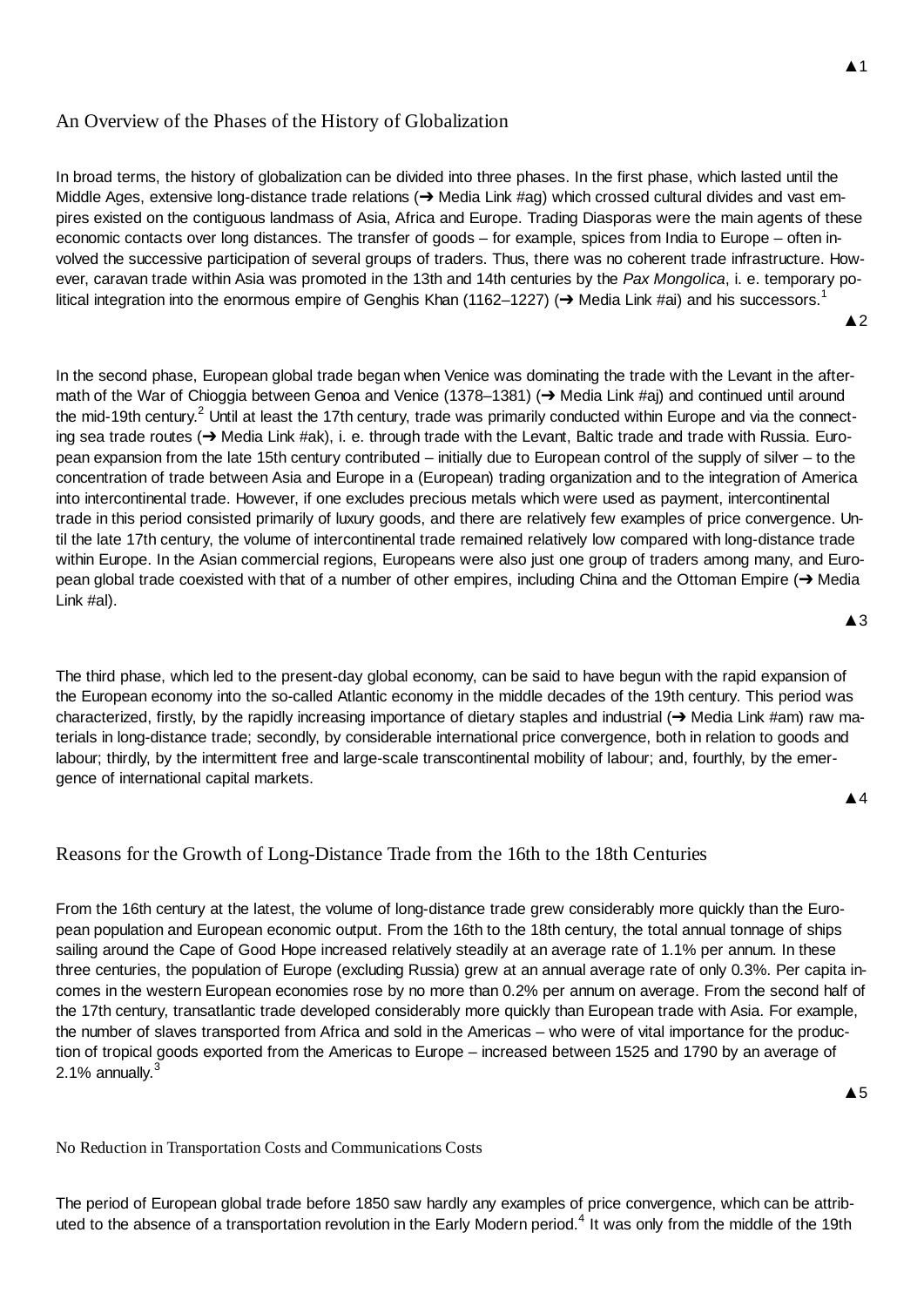## An Overview of the Phases of the History of Globalization

In broad terms, the history of globalization can be divided into three phases. In the first phase, which lasted until the Middle Ages, extensive long-distance trade relations (➔ Media Link #ag) which crossed cultural divides and vast empires existed on the contiguous landmass of Asia, Africa and Europe. Trading Diasporas were the main agents of these economic contacts over long distances. The transfer of goods – for example, spices from India to Europe – often involved the successive participation of several groups of traders. Thus, there was no coherent trade infrastructure. However, caravan trade within Asia was promoted in the 13th and 14th centuries by the *Pax Mongolica*, i. e. temporary political integration into the enormous empire of Genghis Khan (1162–1227) (➔ Media Link #ai) and his successors.[1]

▲2

In the second phase, European global trade began when Venice was dominating the trade with the Levant in the aftermath of the War of Chioggia between Genoa and Venice (1378–1381) (➔ Media Link #aj) and continued until around the mid-19th century.[2] Until at least the 17th century, trade was primarily conducted within Europe and via the connecting sea trade routes (➔ Media Link #ak), i. e. through trade with the Levant, Baltic trade and trade with Russia. European expansion from the late 15th century contributed – initially due to European control of the supply of silver – to the concentration of trade between Asia and Europe in a (European) trading organization and to the integration of America into intercontinental trade. However, if one excludes precious metals which were used as payment, intercontinental trade in this period consisted primarily of luxury goods, and there are relatively few examples of price convergence. Until the late 17th century, the volume of intercontinental trade remained relatively low compared with long-distance trade within Europe. In the Asian commercial regions, Europeans were also just one group of traders among many, and European global trade coexisted with that of a number of other empires, including China and the Ottoman Empire (➔ Media Link #al).

▲3

The third phase, which led to the present-day global economy, can be said to have begun with the rapid expansion of the European economy into the so-called Atlantic economy in the middle decades of the 19th century. This period was characterized, firstly, by the rapidly increasing importance of dietary staples and industrial (➔ Media Link #am) raw materials in long-distance trade; secondly, by considerable international price convergence, both in relation to goods and labour; thirdly, by the intermittent free and large-scale transcontinental mobility of labour; and, fourthly, by the emergence of international capital markets.

▲4

## Reasons for the Growth of Long-Distance Trade from the 16th to the 18th Centuries

From the 16th century at the latest, the volume of long-distance trade grew considerably more quickly than the European population and European economic output. From the 16th to the 18th century, the total annual tonnage of ships sailing around the Cape of Good Hope increased relatively steadily at an average rate of 1.1% per annum. In these three centuries, the population of Europe (excluding Russia) grew at an annual average rate of only 0.3%. Per capita incomes in the western European economies rose by no more than 0.2% per annum on average. From the second half of the 17th century, transatlantic trade developed considerably more quickly than European trade with Asia. For example, the number of slaves transported from Africa and sold in the Americas – who were of vital importance for the production of tropical goods exported from the Americas to Europe – increased between 1525 and 1790 by an average of 2.1% annually.[3]

▲5

### No Reduction in Transportation Costs and Communications Costs

The period of European global trade before 1850 saw hardly any examples of price convergence, which can be attributed to the absence of a transportation revolution in the Early Modern period.[4] It was only from the middle of the 19th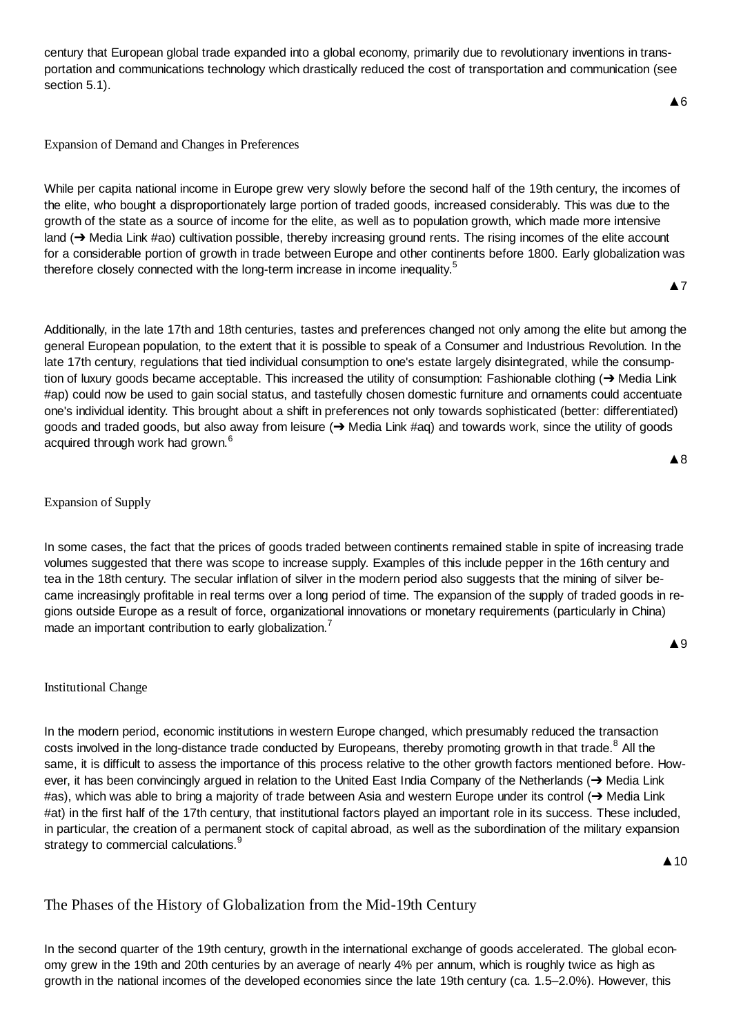century that European global trade expanded into a global economy, primarily due to revolutionary inventions in transportation and communications technology which drastically reduced the cost of transportation and communication (see section 5.1).

▲6

### Expansion of Demand and Changes in Preferences

While per capita national income in Europe grew very slowly before the second half of the 19th century, the incomes of the elite, who bought a disproportionately large portion of traded goods, increased considerably. This was due to the growth of the state as a source of income for the elite, as well as to population growth, which made more intensive land (➔ Media Link #ao) cultivation possible, thereby increasing ground rents. The rising incomes of the elite account for a considerable portion of growth in trade between Europe and other continents before 1800. Early globalization was therefore closely connected with the long-term increase in income inequality.[5]

▲7

Additionally, in the late 17th and 18th centuries, tastes and preferences changed not only among the elite but among the general European population, to the extent that it is possible to speak of a Consumer and Industrious Revolution. In the late 17th century, regulations that tied individual consumption to one's estate largely disintegrated, while the consumption of luxury goods became acceptable. This increased the utility of consumption: Fashionable clothing (➔ Media Link #ap) could now be used to gain social status, and tastefully chosen domestic furniture and ornaments could accentuate one's individual identity. This brought about a shift in preferences not only towards sophisticated (better: differentiated) goods and traded goods, but also away from leisure (➔ Media Link #aq) and towards work, since the utility of goods acquired through work had grown.[6]

▲8

### Expansion of Supply

In some cases, the fact that the prices of goods traded between continents remained stable in spite of increasing trade volumes suggested that there was scope to increase supply. Examples of this include pepper in the 16th century and tea in the 18th century. The secular inflation of silver in the modern period also suggests that the mining of silver became increasingly profitable in real terms over a long period of time. The expansion of the supply of traded goods in regions outside Europe as a result of force, organizational innovations or monetary requirements (particularly in China) made an important contribution to early globalization.[7]

▲9

### Institutional Change

In the modern period, economic institutions in western Europe changed, which presumably reduced the transaction costs involved in the long-distance trade conducted by Europeans, thereby promoting growth in that trade.[8] All the same, it is difficult to assess the importance of this process relative to the other growth factors mentioned before. However, it has been convincingly argued in relation to the United East India Company of the Netherlands (➔ Media Link #as), which was able to bring a majority of trade between Asia and western Europe under its control (➔ Media Link #at) in the first half of the 17th century, that institutional factors played an important role in its success. These included, in particular, the creation of a permanent stock of capital abroad, as well as the subordination of the military expansion strategy to commercial calculations.[9]

▲10

## The Phases of the History of Globalization from the Mid-19th Century

In the second quarter of the 19th century, growth in the international exchange of goods accelerated. The global economy grew in the 19th and 20th centuries by an average of nearly 4% per annum, which is roughly twice as high as growth in the national incomes of the developed economies since the late 19th century (ca. 1.5–2.0%). However, this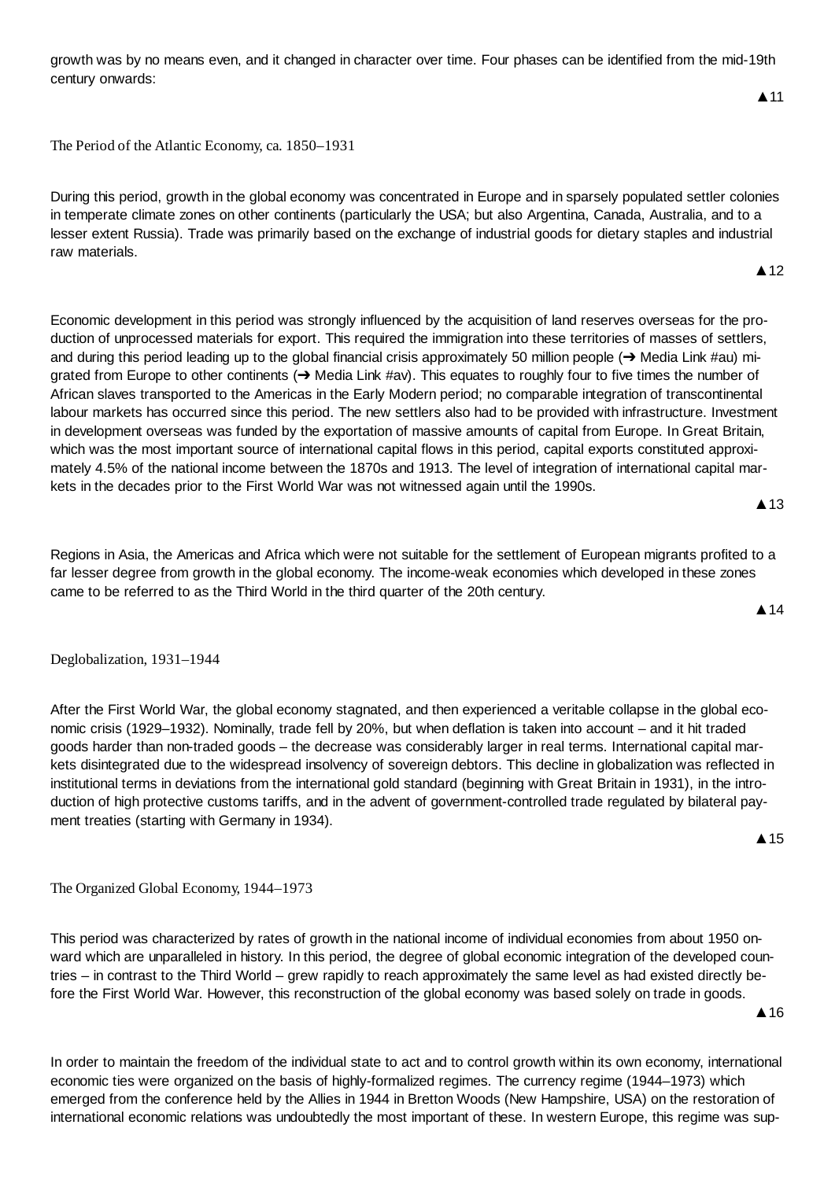growth was by no means even, and it changed in character over time. Four phases can be identified from the mid-19th century onwards:

▲11

### The Period of the Atlantic Economy, ca. 1850–1931

During this period, growth in the global economy was concentrated in Europe and in sparsely populated settler colonies in temperate climate zones on other continents (particularly the USA; but also Argentina, Canada, Australia, and to a lesser extent Russia). Trade was primarily based on the exchange of industrial goods for dietary staples and industrial raw materials.

▲12

Economic development in this period was strongly influenced by the acquisition of land reserves overseas for the production of unprocessed materials for export. This required the immigration into these territories of masses of settlers, and during this period leading up to the global financial crisis approximately 50 million people (➔ Media Link #au) migrated from Europe to other continents (➔ Media Link #av). This equates to roughly four to five times the number of African slaves transported to the Americas in the Early Modern period; no comparable integration of transcontinental labour markets has occurred since this period. The new settlers also had to be provided with infrastructure. Investment in development overseas was funded by the exportation of massive amounts of capital from Europe. In Great Britain, which was the most important source of international capital flows in this period, capital exports constituted approximately 4.5% of the national income between the 1870s and 1913. The level of integration of international capital markets in the decades prior to the First World War was not witnessed again until the 1990s.

▲13

Regions in Asia, the Americas and Africa which were not suitable for the settlement of European migrants profited to a far lesser degree from growth in the global economy. The income-weak economies which developed in these zones came to be referred to as the Third World in the third quarter of the 20th century.

▲14

### Deglobalization, 1931–1944

After the First World War, the global economy stagnated, and then experienced a veritable collapse in the global economic crisis (1929–1932). Nominally, trade fell by 20%, but when deflation is taken into account – and it hit traded goods harder than non-traded goods – the decrease was considerably larger in real terms. International capital markets disintegrated due to the widespread insolvency of sovereign debtors. This decline in globalization was reflected in institutional terms in deviations from the international gold standard (beginning with Great Britain in 1931), in the introduction of high protective customs tariffs, and in the advent of government-controlled trade regulated by bilateral payment treaties (starting with Germany in 1934).

▲15

### The Organized Global Economy, 1944–1973

This period was characterized by rates of growth in the national income of individual economies from about 1950 onward which are unparalleled in history. In this period, the degree of global economic integration of the developed countries – in contrast to the Third World – grew rapidly to reach approximately the same level as had existed directly before the First World War. However, this reconstruction of the global economy was based solely on trade in goods.

▲16

In order to maintain the freedom of the individual state to act and to control growth within its own economy, international economic ties were organized on the basis of highly-formalized regimes. The currency regime (1944–1973) which emerged from the conference held by the Allies in 1944 in Bretton Woods (New Hampshire, USA) on the restoration of international economic relations was undoubtedly the most important of these. In western Europe, this regime was sup-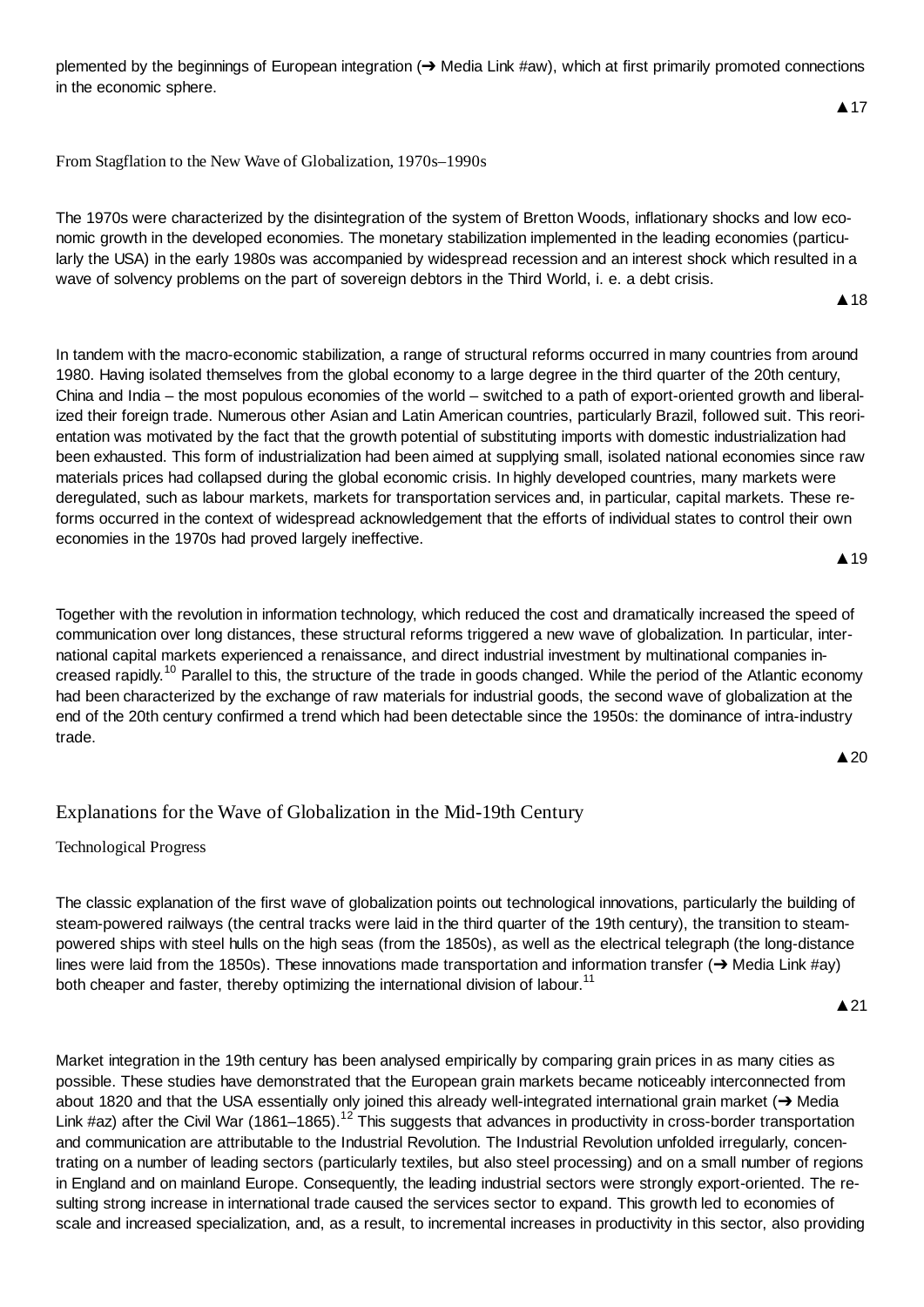plemented by the beginnings of European integration (➔ Media Link #aw), which at first primarily promoted connections in the economic sphere.

▲17

### From Stagflation to the New Wave of Globalization, 1970s–1990s

The 1970s were characterized by the disintegration of the system of Bretton Woods, inflationary shocks and low economic growth in the developed economies. The monetary stabilization implemented in the leading economies (particularly the USA) in the early 1980s was accompanied by widespread recession and an interest shock which resulted in a wave of solvency problems on the part of sovereign debtors in the Third World, i. e. a debt crisis.

▲18

In tandem with the macro-economic stabilization, a range of structural reforms occurred in many countries from around 1980. Having isolated themselves from the global economy to a large degree in the third quarter of the 20th century, China and India – the most populous economies of the world – switched to a path of export-oriented growth and liberalized their foreign trade. Numerous other Asian and Latin American countries, particularly Brazil, followed suit. This reorientation was motivated by the fact that the growth potential of substituting imports with domestic industrialization had been exhausted. This form of industrialization had been aimed at supplying small, isolated national economies since raw materials prices had collapsed during the global economic crisis. In highly developed countries, many markets were deregulated, such as labour markets, markets for transportation services and, in particular, capital markets. These reforms occurred in the context of widespread acknowledgement that the efforts of individual states to control their own economies in the 1970s had proved largely ineffective.

▲19

Together with the revolution in information technology, which reduced the cost and dramatically increased the speed of communication over long distances, these structural reforms triggered a new wave of globalization. In particular, international capital markets experienced a renaissance, and direct industrial investment by multinational companies increased rapidly.[10] Parallel to this, the structure of the trade in goods changed. While the period of the Atlantic economy had been characterized by the exchange of raw materials for industrial goods, the second wave of globalization at the end of the 20th century confirmed a trend which had been detectable since the 1950s: the dominance of intra-industry trade.

▲20

## Explanations for the Wave of Globalization in the Mid-19th Century

### Technological Progress

The classic explanation of the first wave of globalization points out technological innovations, particularly the building of steam-powered railways (the central tracks were laid in the third quarter of the 19th century), the transition to steam-powered ships with steel hulls on the high seas (from the 1850s), as well as the electrical telegraph (the long-distance lines were laid from the 1850s). These innovations made transportation and information transfer (➔ Media Link #ay) both cheaper and faster, thereby optimizing the international division of labour.[11]

▲21

Market integration in the 19th century has been analysed empirically by comparing grain prices in as many cities as possible. These studies have demonstrated that the European grain markets became noticeably interconnected from about 1820 and that the USA essentially only joined this already well-integrated international grain market (➔ Media Link #az) after the Civil War (1861–1865).[12] This suggests that advances in productivity in cross-border transportation and communication are attributable to the Industrial Revolution. The Industrial Revolution unfolded irregularly, concentrating on a number of leading sectors (particularly textiles, but also steel processing) and on a small number of regions in England and on mainland Europe. Consequently, the leading industrial sectors were strongly export-oriented. The resulting strong increase in international trade caused the services sector to expand. This growth led to economies of scale and increased specialization, and, as a result, to incremental increases in productivity in this sector, also providing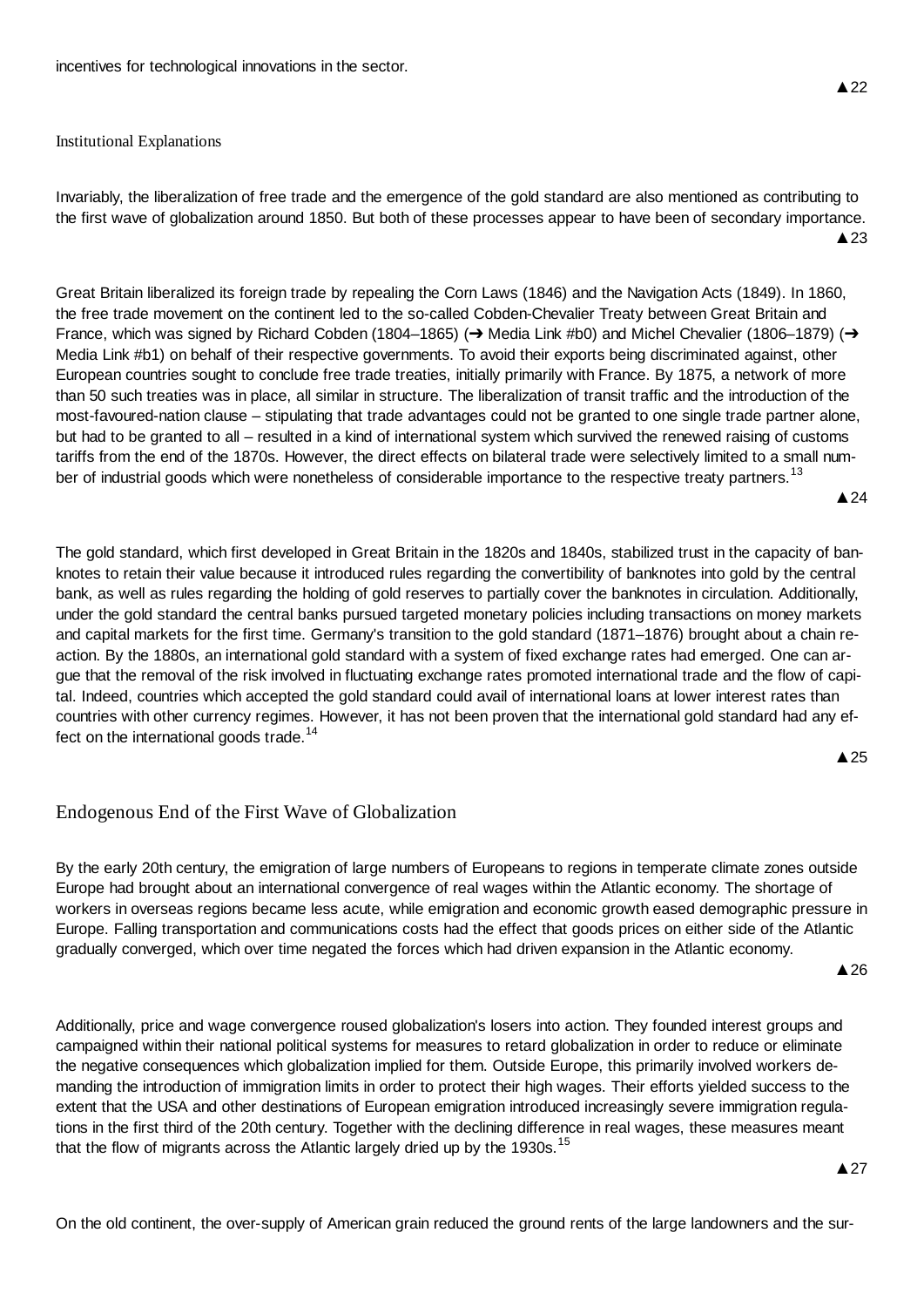incentives for technological innovations in the sector.

### Institutional Explanations

Invariably, the liberalization of free trade and the emergence of the gold standard are also mentioned as contributing to the first wave of globalization around 1850. But both of these processes appear to have been of secondary importance.

Great Britain liberalized its foreign trade by repealing the Corn Laws (1846) and the Navigation Acts (1849). In 1860, the free trade movement on the continent led to the so-called Cobden-Chevalier Treaty between Great Britain and France, which was signed by Richard Cobden (1804–1865) (➔ Media Link #b0) and Michel Chevalier (1806–1879) (➔ Media Link #b1) on behalf of their respective governments. To avoid their exports being discriminated against, other European countries sought to conclude free trade treaties, initially primarily with France. By 1875, a network of more than 50 such treaties was in place, all similar in structure. The liberalization of transit traffic and the introduction of the most-favoured-nation clause – stipulating that trade advantages could not be granted to one single trade partner alone, but had to be granted to all – resulted in a kind of international system which survived the renewed raising of customs tariffs from the end of the 1870s. However, the direct effects on bilateral trade were selectively limited to a small number of industrial goods which were nonetheless of considerable importance to the respective treaty partners.[13]

The gold standard, which first developed in Great Britain in the 1820s and 1840s, stabilized trust in the capacity of banknotes to retain their value because it introduced rules regarding the convertibility of banknotes into gold by the central bank, as well as rules regarding the holding of gold reserves to partially cover the banknotes in circulation. Additionally, under the gold standard the central banks pursued targeted monetary policies including transactions on money markets and capital markets for the first time. Germany's transition to the gold standard (1871–1876) brought about a chain reaction. By the 1880s, an international gold standard with a system of fixed exchange rates had emerged. One can argue that the removal of the risk involved in fluctuating exchange rates promoted international trade and the flow of capital. Indeed, countries which accepted the gold standard could avail of international loans at lower interest rates than countries with other currency regimes. However, it has not been proven that the international gold standard had any effect on the international goods trade.[14]

## Endogenous End of the First Wave of Globalization

By the early 20th century, the emigration of large numbers of Europeans to regions in temperate climate zones outside Europe had brought about an international convergence of real wages within the Atlantic economy. The shortage of workers in overseas regions became less acute, while emigration and economic growth eased demographic pressure in Europe. Falling transportation and communications costs had the effect that goods prices on either side of the Atlantic gradually converged, which over time negated the forces which had driven expansion in the Atlantic economy.

Additionally, price and wage convergence roused globalization's losers into action. They founded interest groups and campaigned within their national political systems for measures to retard globalization in order to reduce or eliminate the negative consequences which globalization implied for them. Outside Europe, this primarily involved workers demanding the introduction of immigration limits in order to protect their high wages. Their efforts yielded success to the extent that the USA and other destinations of European emigration introduced increasingly severe immigration regulations in the first third of the 20th century. Together with the declining difference in real wages, these measures meant that the flow of migrants across the Atlantic largely dried up by the 1930s.[15]

On the old continent, the over-supply of American grain reduced the ground rents of the large landowners and the sur-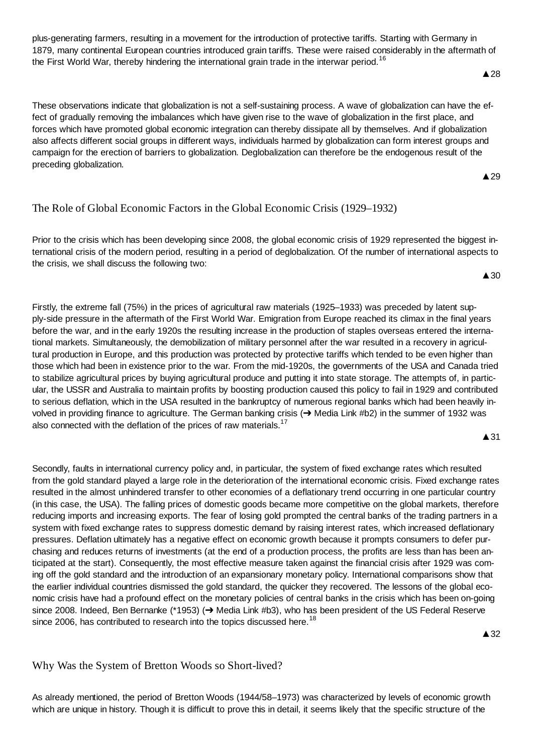plus-generating farmers, resulting in a movement for the introduction of protective tariffs. Starting with Germany in 1879, many continental European countries introduced grain tariffs. These were raised considerably in the aftermath of the First World War, thereby hindering the international grain trade in the interwar period.[16]

▲28

These observations indicate that globalization is not a self-sustaining process. A wave of globalization can have the effect of gradually removing the imbalances which have given rise to the wave of globalization in the first place, and forces which have promoted global economic integration can thereby dissipate all by themselves. And if globalization also affects different social groups in different ways, individuals harmed by globalization can form interest groups and campaign for the erection of barriers to globalization. Deglobalization can therefore be the endogenous result of the preceding globalization.

▲29

## The Role of Global Economic Factors in the Global Economic Crisis (1929–1932)

Prior to the crisis which has been developing since 2008, the global economic crisis of 1929 represented the biggest international crisis of the modern period, resulting in a period of deglobalization. Of the number of international aspects to the crisis, we shall discuss the following two:

▲30

Firstly, the extreme fall (75%) in the prices of agricultural raw materials (1925–1933) was preceded by latent supply-side pressure in the aftermath of the First World War. Emigration from Europe reached its climax in the final years before the war, and in the early 1920s the resulting increase in the production of staples overseas entered the international markets. Simultaneously, the demobilization of military personnel after the war resulted in a recovery in agricultural production in Europe, and this production was protected by protective tariffs which tended to be even higher than those which had been in existence prior to the war. From the mid-1920s, the governments of the USA and Canada tried to stabilize agricultural prices by buying agricultural produce and putting it into state storage. The attempts of, in particular, the USSR and Australia to maintain profits by boosting production caused this policy to fail in 1929 and contributed to serious deflation, which in the USA resulted in the bankruptcy of numerous regional banks which had been heavily involved in providing finance to agriculture. The German banking crisis (➔ Media Link #b2) in the summer of 1932 was also connected with the deflation of the prices of raw materials.[17]

▲31

Secondly, faults in international currency policy and, in particular, the system of fixed exchange rates which resulted from the gold standard played a large role in the deterioration of the international economic crisis. Fixed exchange rates resulted in the almost unhindered transfer to other economies of a deflationary trend occurring in one particular country (in this case, the USA). The falling prices of domestic goods became more competitive on the global markets, therefore reducing imports and increasing exports. The fear of losing gold prompted the central banks of the trading partners in a system with fixed exchange rates to suppress domestic demand by raising interest rates, which increased deflationary pressures. Deflation ultimately has a negative effect on economic growth because it prompts consumers to defer purchasing and reduces returns of investments (at the end of a production process, the profits are less than has been anticipated at the start). Consequently, the most effective measure taken against the financial crisis after 1929 was coming off the gold standard and the introduction of an expansionary monetary policy. International comparisons show that the earlier individual countries dismissed the gold standard, the quicker they recovered. The lessons of the global economic crisis have had a profound effect on the monetary policies of central banks in the crisis which has been on-going since 2008. Indeed, Ben Bernanke (*1953) (➔ Media Link #b3), who has been president of the US Federal Reserve since 2006, has contributed to research into the topics discussed here.[18]

▲32

## Why Was the System of Bretton Woods so Short-lived?

As already mentioned, the period of Bretton Woods (1944/58–1973) was characterized by levels of economic growth which are unique in history. Though it is difficult to prove this in detail, it seems likely that the specific structure of the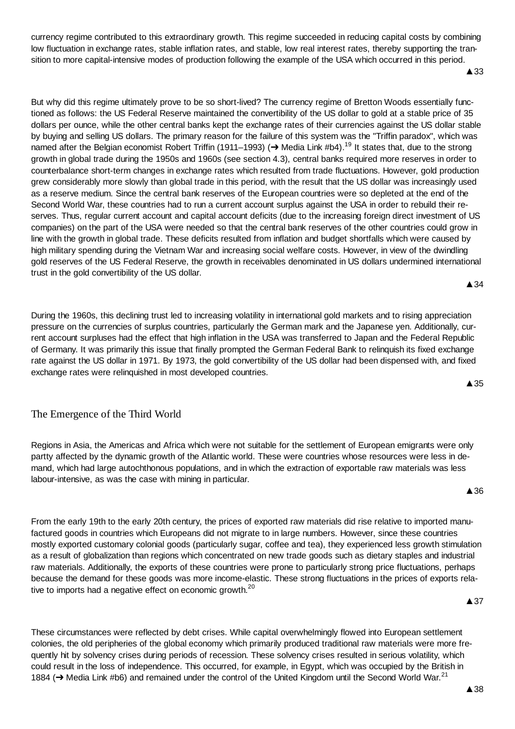currency regime contributed to this extraordinary growth. This regime succeeded in reducing capital costs by combining low fluctuation in exchange rates, stable inflation rates, and stable, low real interest rates, thereby supporting the transition to more capital-intensive modes of production following the example of the USA which occurred in this period.

▲33

But why did this regime ultimately prove to be so short-lived? The currency regime of Bretton Woods essentially functioned as follows: the US Federal Reserve maintained the convertibility of the US dollar to gold at a stable price of 35 dollars per ounce, while the other central banks kept the exchange rates of their currencies against the US dollar stable by buying and selling US dollars. The primary reason for the failure of this system was the "Triffin paradox", which was named after the Belgian economist Robert Triffin (1911–1993) (➔ Media Link #b4).[19] It states that, due to the strong growth in global trade during the 1950s and 1960s (see section 4.3), central banks required more reserves in order to counterbalance short-term changes in exchange rates which resulted from trade fluctuations. However, gold production grew considerably more slowly than global trade in this period, with the result that the US dollar was increasingly used as a reserve medium. Since the central bank reserves of the European countries were so depleted at the end of the Second World War, these countries had to run a current account surplus against the USA in order to rebuild their reserves. Thus, regular current account and capital account deficits (due to the increasing foreign direct investment of US companies) on the part of the USA were needed so that the central bank reserves of the other countries could grow in line with the growth in global trade. These deficits resulted from inflation and budget shortfalls which were caused by high military spending during the Vietnam War and increasing social welfare costs. However, in view of the dwindling gold reserves of the US Federal Reserve, the growth in receivables denominated in US dollars undermined international trust in the gold convertibility of the US dollar.

▲34

During the 1960s, this declining trust led to increasing volatility in international gold markets and to rising appreciation pressure on the currencies of surplus countries, particularly the German mark and the Japanese yen. Additionally, current account surpluses had the effect that high inflation in the USA was transferred to Japan and the Federal Republic of Germany. It was primarily this issue that finally prompted the German Federal Bank to relinquish its fixed exchange rate against the US dollar in 1971. By 1973, the gold convertibility of the US dollar had been dispensed with, and fixed exchange rates were relinquished in most developed countries.

▲35

## The Emergence of the Third World

Regions in Asia, the Americas and Africa which were not suitable for the settlement of European emigrants were only partty affected by the dynamic growth of the Atlantic world. These were countries whose resources were less in demand, which had large autochthonous populations, and in which the extraction of exportable raw materials was less labour-intensive, as was the case with mining in particular.

▲36

From the early 19th to the early 20th century, the prices of exported raw materials did rise relative to imported manufactured goods in countries which Europeans did not migrate to in large numbers. However, since these countries mostly exported customary colonial goods (particularly sugar, coffee and tea), they experienced less growth stimulation as a result of globalization than regions which concentrated on new trade goods such as dietary staples and industrial raw materials. Additionally, the exports of these countries were prone to particularly strong price fluctuations, perhaps because the demand for these goods was more income-elastic. These strong fluctuations in the prices of exports relative to imports had a negative effect on economic growth.[20]

▲37

These circumstances were reflected by debt crises. While capital overwhelmingly flowed into European settlement colonies, the old peripheries of the global economy which primarily produced traditional raw materials were more frequently hit by solvency crises during periods of recession. These solvency crises resulted in serious volatility, which could result in the loss of independence. This occurred, for example, in Egypt, which was occupied by the British in 1884 (➔ Media Link #b6) and remained under the control of the United Kingdom until the Second World War.[21]

▲38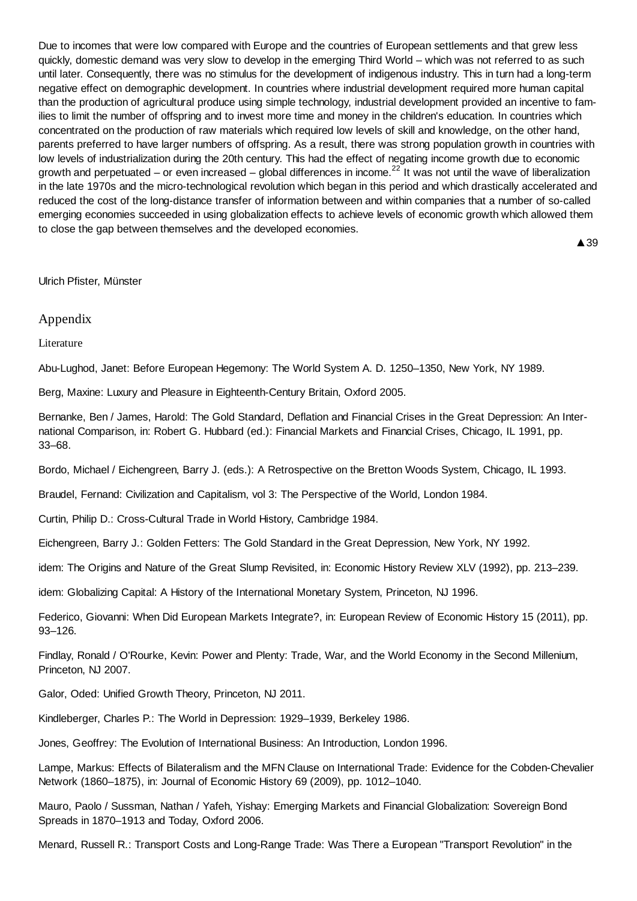Due to incomes that were low compared with Europe and the countries of European settlements and that grew less quickly, domestic demand was very slow to develop in the emerging Third World – which was not referred to as such until later. Consequently, there was no stimulus for the development of indigenous industry. This in turn had a long-term negative effect on demographic development. In countries where industrial development required more human capital than the production of agricultural produce using simple technology, industrial development provided an incentive to families to limit the number of offspring and to invest more time and money in the children's education. In countries which concentrated on the production of raw materials which required low levels of skill and knowledge, on the other hand, parents preferred to have larger numbers of offspring. As a result, there was strong population growth in countries with low levels of industrialization during the 20th century. This had the effect of negating income growth due to economic growth and perpetuated – or even increased – global differences in income.[22] It was not until the wave of liberalization in the late 1970s and the micro-technological revolution which began in this period and which drastically accelerated and reduced the cost of the long-distance transfer of information between and within companies that a number of so-called emerging economies succeeded in using globalization effects to achieve levels of economic growth which allowed them to close the gap between themselves and the developed economies.

▲39

Ulrich Pfister, Münster

## Appendix

### Literature

Abu-Lughod, Janet: Before European Hegemony: The World System A. D. 1250–1350, New York, NY 1989.

Berg, Maxine: Luxury and Pleasure in Eighteenth-Century Britain, Oxford 2005.

Bernanke, Ben / James, Harold: The Gold Standard, Deflation and Financial Crises in the Great Depression: An International Comparison, in: Robert G. Hubbard (ed.): Financial Markets and Financial Crises, Chicago, IL 1991, pp. 33–68.

Bordo, Michael / Eichengreen, Barry J. (eds.): A Retrospective on the Bretton Woods System, Chicago, IL 1993.

Braudel, Fernand: Civilization and Capitalism, vol 3: The Perspective of the World, London 1984.

Curtin, Philip D.: Cross-Cultural Trade in World History, Cambridge 1984.

Eichengreen, Barry J.: Golden Fetters: The Gold Standard in the Great Depression, New York, NY 1992.

idem: The Origins and Nature of the Great Slump Revisited, in: Economic History Review XLV (1992), pp. 213–239.

idem: Globalizing Capital: A History of the International Monetary System, Princeton, NJ 1996.

Federico, Giovanni: When Did European Markets Integrate?, in: European Review of Economic History 15 (2011), pp. 93–126.

Findlay, Ronald / O'Rourke, Kevin: Power and Plenty: Trade, War, and the World Economy in the Second Millenium, Princeton, NJ 2007.

Galor, Oded: Unified Growth Theory, Princeton, NJ 2011.

Kindleberger, Charles P.: The World in Depression: 1929–1939, Berkeley 1986.

Jones, Geoffrey: The Evolution of International Business: An Introduction, London 1996.

Lampe, Markus: Effects of Bilateralism and the MFN Clause on International Trade: Evidence for the Cobden-Chevalier Network (1860–1875), in: Journal of Economic History 69 (2009), pp. 1012–1040.

Mauro, Paolo / Sussman, Nathan / Yafeh, Yishay: Emerging Markets and Financial Globalization: Sovereign Bond Spreads in 1870–1913 and Today, Oxford 2006.

Menard, Russell R.: Transport Costs and Long-Range Trade: Was There a European "Transport Revolution" in the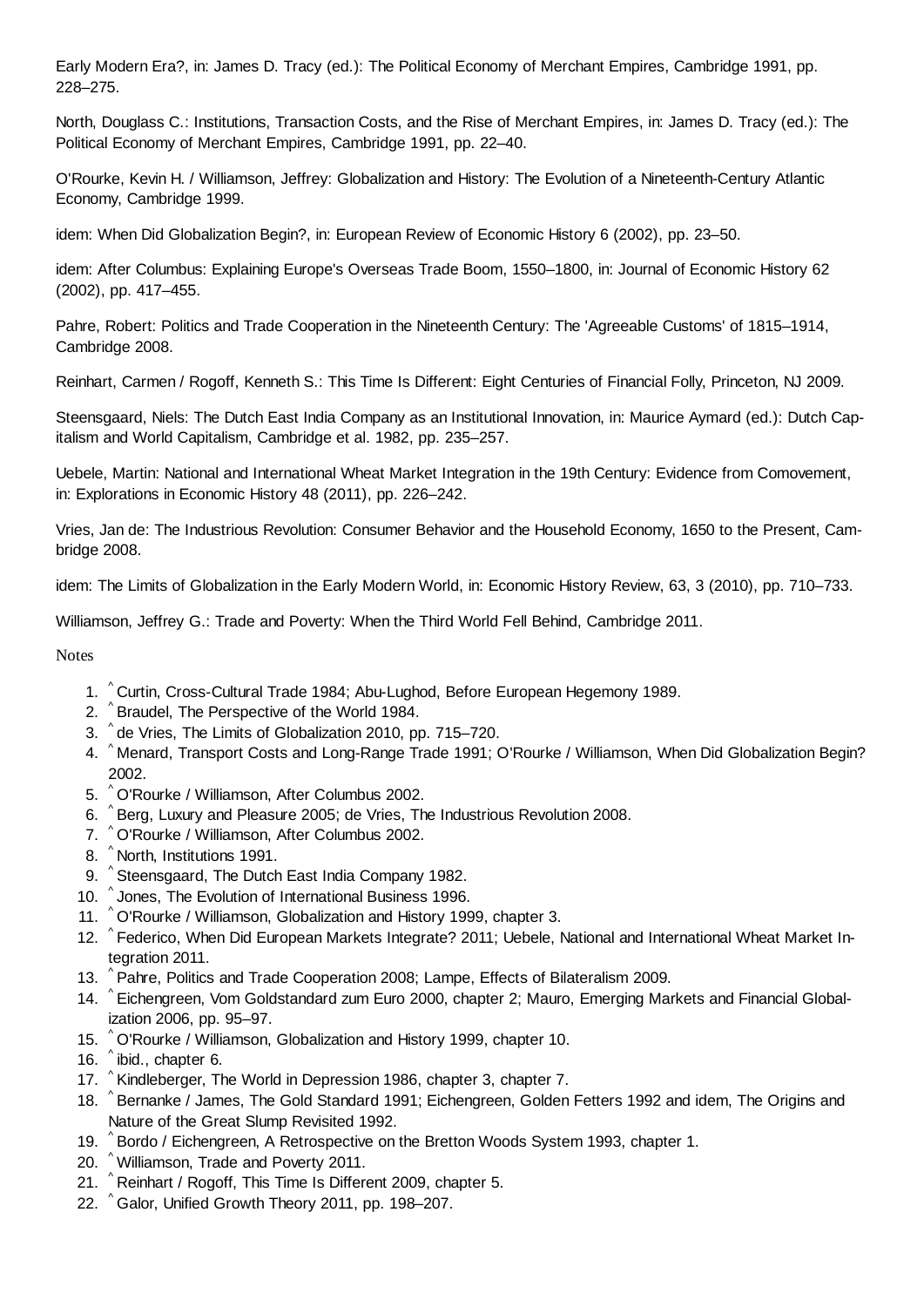Early Modern Era?, in: James D. Tracy (ed.): The Political Economy of Merchant Empires, Cambridge 1991, pp. 228–275.

North, Douglass C.: Institutions, Transaction Costs, and the Rise of Merchant Empires, in: James D. Tracy (ed.): The Political Economy of Merchant Empires, Cambridge 1991, pp. 22–40.

O'Rourke, Kevin H. / Williamson, Jeffrey: Globalization and History: The Evolution of a Nineteenth-Century Atlantic Economy, Cambridge 1999.

idem: When Did Globalization Begin?, in: European Review of Economic History 6 (2002), pp. 23–50.

idem: After Columbus: Explaining Europe's Overseas Trade Boom, 1550–1800, in: Journal of Economic History 62 (2002), pp. 417–455.

Pahre, Robert: Politics and Trade Cooperation in the Nineteenth Century: The 'Agreeable Customs' of 1815–1914, Cambridge 2008.

Reinhart, Carmen / Rogoff, Kenneth S.: This Time Is Different: Eight Centuries of Financial Folly, Princeton, NJ 2009.

Steensgaard, Niels: The Dutch East India Company as an Institutional Innovation, in: Maurice Aymard (ed.): Dutch Capitalism and World Capitalism, Cambridge et al. 1982, pp. 235–257.

Uebele, Martin: National and International Wheat Market Integration in the 19th Century: Evidence from Comovement, in: Explorations in Economic History 48 (2011), pp. 226–242.

Vries, Jan de: The Industrious Revolution: Consumer Behavior and the Household Economy, 1650 to the Present, Cambridge 2008.

idem: The Limits of Globalization in the Early Modern World, in: Economic History Review, 63, 3 (2010), pp. 710–733.

Williamson, Jeffrey G.: Trade and Poverty: When the Third World Fell Behind, Cambridge 2011.

Notes

1. ^ Curtin, Cross-Cultural Trade 1984; Abu-Lughod, Before European Hegemony 1989.
2. ^ Braudel, The Perspective of the World 1984.
3. ^ de Vries, The Limits of Globalization 2010, pp. 715–720.
4. ^ Menard, Transport Costs and Long-Range Trade 1991; O'Rourke / Williamson, When Did Globalization Begin? 2002.
5. ^ O'Rourke / Williamson, After Columbus 2002.
6. ^ Berg, Luxury and Pleasure 2005; de Vries, The Industrious Revolution 2008.
7. ^ O'Rourke / Williamson, After Columbus 2002.
8. ^ North, Institutions 1991.
9. ^ Steensgaard, The Dutch East India Company 1982.
10. ^ Jones, The Evolution of International Business 1996.
11. ^ O'Rourke / Williamson, Globalization and History 1999, chapter 3.
12. ^ Federico, When Did European Markets Integrate? 2011; Uebele, National and International Wheat Market Integration 2011.
13. ^ Pahre, Politics and Trade Cooperation 2008; Lampe, Effects of Bilateralism 2009.
14. ^ Eichengreen, Vom Goldstandard zum Euro 2000, chapter 2; Mauro, Emerging Markets and Financial Globalization 2006, pp. 95–97.
15. ^ O'Rourke / Williamson, Globalization and History 1999, chapter 10.
16. ^ ibid., chapter 6.
17. ^ Kindleberger, The World in Depression 1986, chapter 3, chapter 7.
18. ^ Bernanke / James, The Gold Standard 1991; Eichengreen, Golden Fetters 1992 and idem, The Origins and Nature of the Great Slump Revisited 1992.
19. ^ Bordo / Eichengreen, A Retrospective on the Bretton Woods System 1993, chapter 1.
20. ^ Williamson, Trade and Poverty 2011.
21. ^ Reinhart / Rogoff, This Time Is Different 2009, chapter 5.
22. ^ Galor, Unified Growth Theory 2011, pp. 198–207.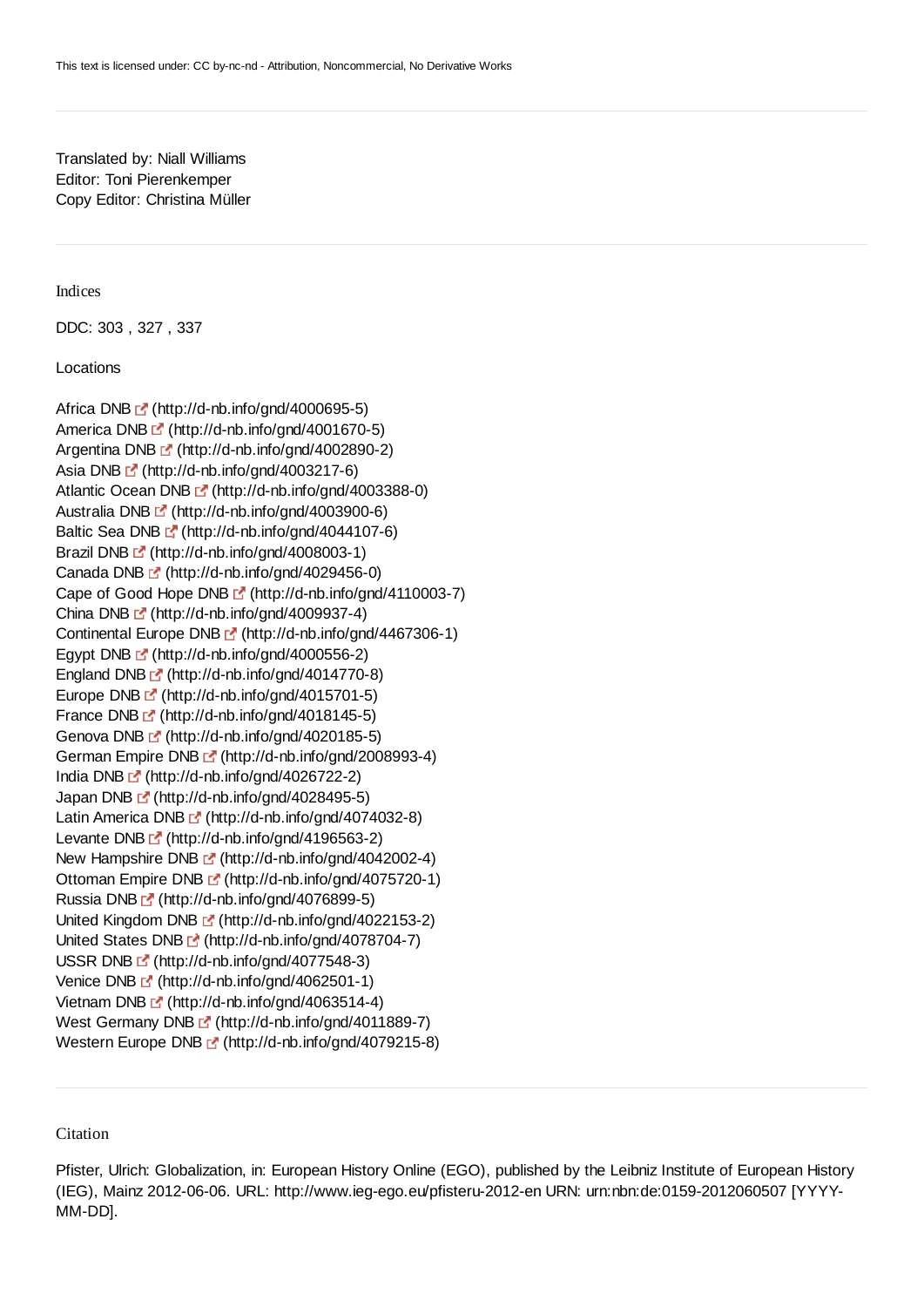This text is licensed under: CC by-nc-nd - Attribution, Noncommercial, No Derivative Works

---

Translated by: Niall Williams
Editor: Toni Pierenkemper
Copy Editor: Christina Müller

---

## Indices

DDC: 303 , 327 , 337

### Locations

Africa DNB (http://d-nb.info/gnd/4000695-5)
America DNB (http://d-nb.info/gnd/4001670-5)
Argentina DNB (http://d-nb.info/gnd/4002890-2)
Asia DNB (http://d-nb.info/gnd/4003217-6)
Atlantic Ocean DNB (http://d-nb.info/gnd/4003388-0)
Australia DNB (http://d-nb.info/gnd/4003900-6)
Baltic Sea DNB (http://d-nb.info/gnd/4044107-6)
Brazil DNB (http://d-nb.info/gnd/4008003-1)
Canada DNB (http://d-nb.info/gnd/4029456-0)
Cape of Good Hope DNB (http://d-nb.info/gnd/4110003-7)
China DNB (http://d-nb.info/gnd/4009937-4)
Continental Europe DNB (http://d-nb.info/gnd/4467306-1)
Egypt DNB (http://d-nb.info/gnd/4000556-2)
England DNB (http://d-nb.info/gnd/4014770-8)
Europe DNB (http://d-nb.info/gnd/4015701-5)
France DNB (http://d-nb.info/gnd/4018145-5)
Genova DNB (http://d-nb.info/gnd/4020185-5)
German Empire DNB (http://d-nb.info/gnd/2008993-4)
India DNB (http://d-nb.info/gnd/4026722-2)
Japan DNB (http://d-nb.info/gnd/4028495-5)
Latin America DNB (http://d-nb.info/gnd/4074032-8)
Levante DNB (http://d-nb.info/gnd/4196563-2)
New Hampshire DNB (http://d-nb.info/gnd/4042002-4)
Ottoman Empire DNB (http://d-nb.info/gnd/4075720-1)
Russia DNB (http://d-nb.info/gnd/4076899-5)
United Kingdom DNB (http://d-nb.info/gnd/4022153-2)
United States DNB (http://d-nb.info/gnd/4078704-7)
USSR DNB (http://d-nb.info/gnd/4077548-3)
Venice DNB (http://d-nb.info/gnd/4062501-1)
Vietnam DNB (http://d-nb.info/gnd/4063514-4)
West Germany DNB (http://d-nb.info/gnd/4011889-7)
Western Europe DNB (http://d-nb.info/gnd/4079215-8)

---

## Citation

Pfister, Ulrich: Globalization, in: European History Online (EGO), published by the Leibniz Institute of European History (IEG), Mainz 2012-06-06. URL: http://www.ieg-ego.eu/pfisteru-2012-en URN: urn:nbn:de:0159-2012060507 [YYYY-MM-DD].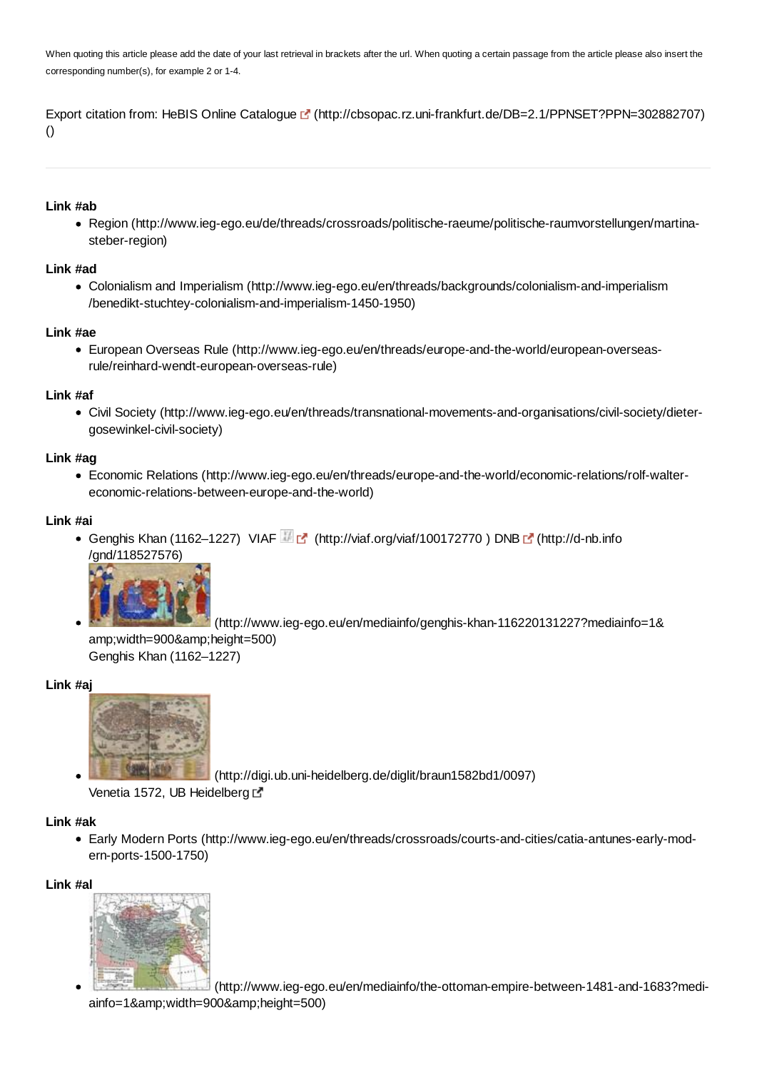When quoting this article please add the date of your last retrieval in brackets after the url. When quoting a certain passage from the article please also insert the corresponding number(s), for example 2 or 1-4.

Export citation from: HeBIS Online Catalogue (http://cbsopac.rz.uni-frankfurt.de/DB=2.1/PPNSET?PPN=302882707) ()

---

**Link #ab**

- Region (http://www.ieg-ego.eu/de/threads/crossroads/politische-raeume/politische-raumvorstellungen/martina-steber-region)

**Link #ad**

- Colonialism and Imperialism (http://www.ieg-ego.eu/en/threads/backgrounds/colonialism-and-imperialism/benedikt-stuchtey-colonialism-and-imperialism-1450-1950)

**Link #ae**

- European Overseas Rule (http://www.ieg-ego.eu/en/threads/europe-and-the-world/european-overseas-rule/reinhard-wendt-european-overseas-rule)

**Link #af**

- Civil Society (http://www.ieg-ego.eu/en/threads/transnational-movements-and-organisations/civil-society/dieter-gosewinkel-civil-society)

**Link #ag**

- Economic Relations (http://www.ieg-ego.eu/en/threads/europe-and-the-world/economic-relations/rolf-walter-economic-relations-between-europe-and-the-world)

**Link #ai**

- Genghis Khan (1162–1227) VIAF (http://viaf.org/viaf/100172770 ) DNB (http://d-nb.info/gnd/118527576)
- (http://www.ieg-ego.eu/en/mediainfo/genghis-khan-116220131227?mediainfo=1&amp;width=900&amp;height=500)
  Genghis Khan (1162–1227)

**Link #aj**

- (http://digi.ub.uni-heidelberg.de/diglit/braun1582bd1/0097)
  Venetia 1572, UB Heidelberg

**Link #ak**

- Early Modern Ports (http://www.ieg-ego.eu/en/threads/crossroads/courts-and-cities/catia-antunes-early-modern-ports-1500-1750)

**Link #al**

- (http://www.ieg-ego.eu/en/mediainfo/the-ottoman-empire-between-1481-and-1683?mediainfo=1&amp;width=900&amp;height=500)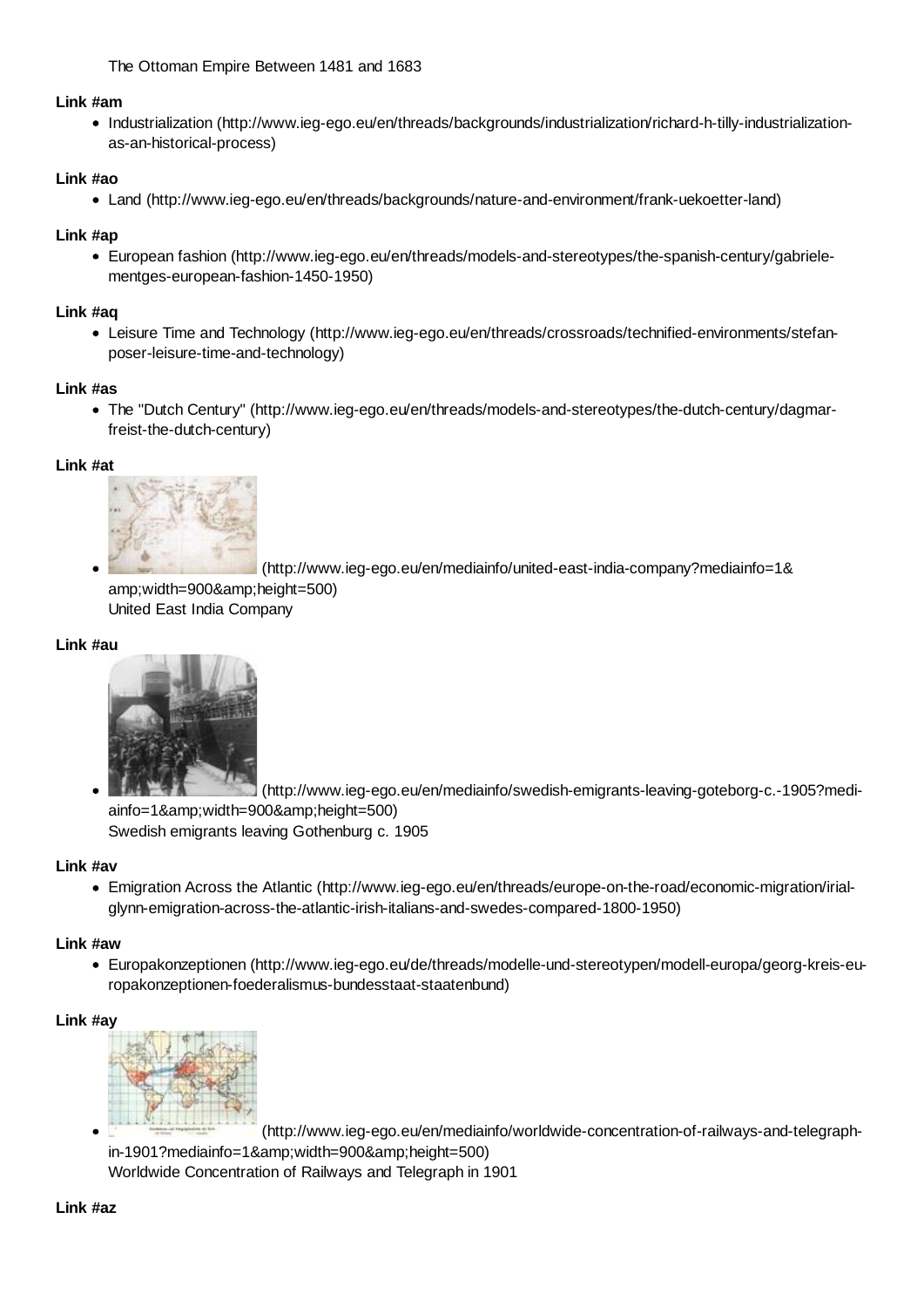The Ottoman Empire Between 1481 and 1683

**Link #am**

- Industrialization (http://www.ieg-ego.eu/en/threads/backgrounds/industrialization/richard-h-tilly-industrialization-as-an-historical-process)

**Link #ao**

- Land (http://www.ieg-ego.eu/en/threads/backgrounds/nature-and-environment/frank-uekoetter-land)

**Link #ap**

- European fashion (http://www.ieg-ego.eu/en/threads/models-and-stereotypes/the-spanish-century/gabriele-mentges-european-fashion-1450-1950)

**Link #aq**

- Leisure Time and Technology (http://www.ieg-ego.eu/en/threads/crossroads/technified-environments/stefan-poser-leisure-time-and-technology)

**Link #as**

- The "Dutch Century" (http://www.ieg-ego.eu/en/threads/models-and-stereotypes/the-dutch-century/dagmar-freist-the-dutch-century)

**Link #at**

- (http://www.ieg-ego.eu/en/mediainfo/united-east-india-company?mediainfo=1&amp;width=900&amp;height=500)
  United East India Company

**Link #au**

- (http://www.ieg-ego.eu/en/mediainfo/swedish-emigrants-leaving-goteborg-c.-1905?mediainfo=1&amp;width=900&amp;height=500)
  Swedish emigrants leaving Gothenburg c. 1905

**Link #av**

- Emigration Across the Atlantic (http://www.ieg-ego.eu/en/threads/europe-on-the-road/economic-migration/irial-glynn-emigration-across-the-atlantic-irish-italians-and-swedes-compared-1800-1950)

**Link #aw**

- Europakonzeptionen (http://www.ieg-ego.eu/de/threads/modelle-und-stereotypen/modell-europa/georg-kreis-europakonzeptionen-foederalismus-bundesstaat-staatenbund)

**Link #ay**

- (http://www.ieg-ego.eu/en/mediainfo/worldwide-concentration-of-railways-and-telegraph-in-1901?mediainfo=1&amp;width=900&amp;height=500)
  Worldwide Concentration of Railways and Telegraph in 1901

**Link #az**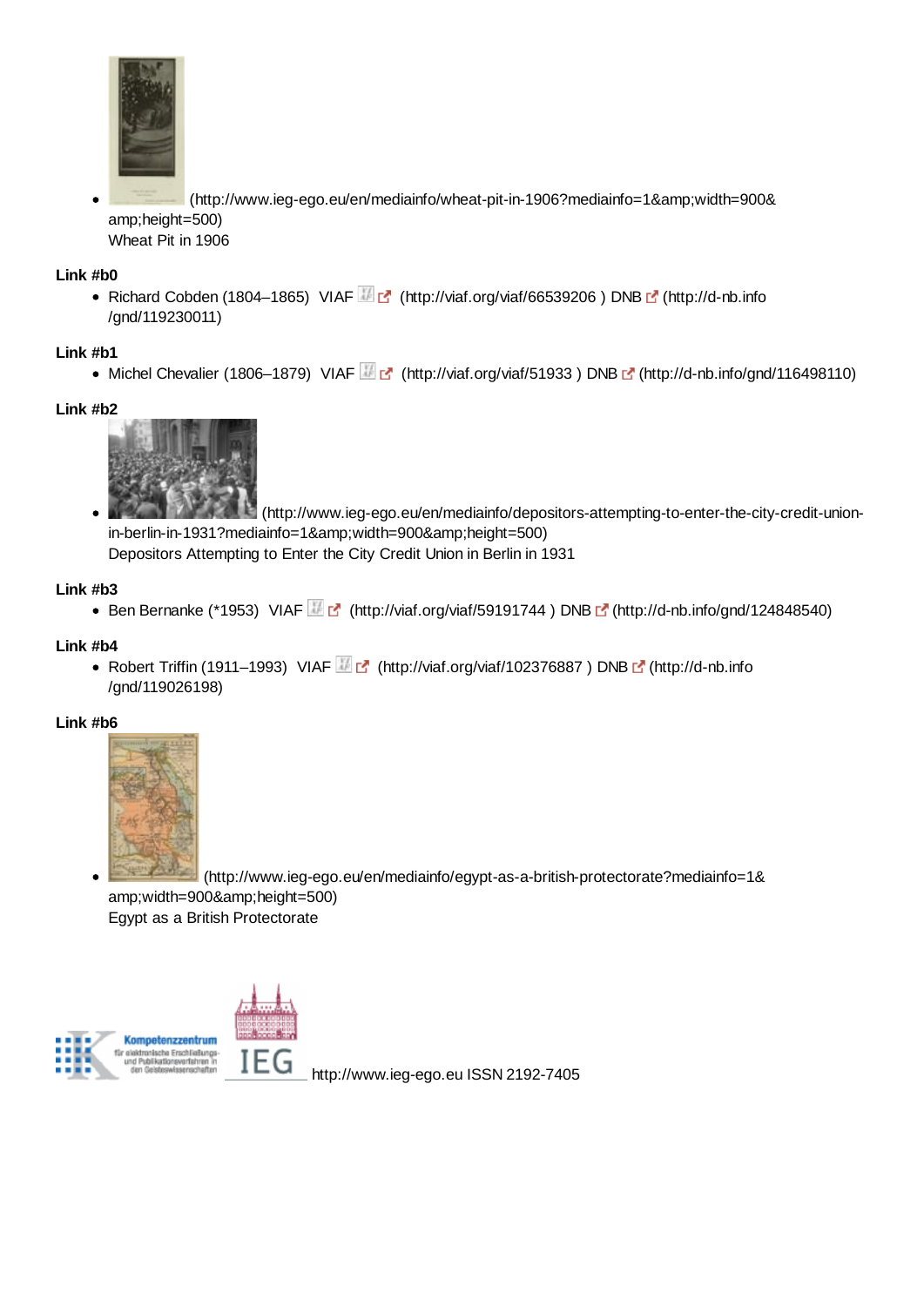- (http://www.ieg-ego.eu/en/mediainfo/wheat-pit-in-1906?mediainfo=1&amp;width=900&amp;height=500)
  Wheat Pit in 1906

**Link #b0**

- Richard Cobden (1804–1865) VIAF (http://viaf.org/viaf/66539206 ) DNB (http://d-nb.info/gnd/119230011)

**Link #b1**

- Michel Chevalier (1806–1879) VIAF (http://viaf.org/viaf/51933 ) DNB (http://d-nb.info/gnd/116498110)

**Link #b2**

- (http://www.ieg-ego.eu/en/mediainfo/depositors-attempting-to-enter-the-city-credit-union-in-berlin-in-1931?mediainfo=1&amp;width=900&amp;height=500)
  Depositors Attempting to Enter the City Credit Union in Berlin in 1931

**Link #b3**

- Ben Bernanke (*1953) VIAF (http://viaf.org/viaf/59191744 ) DNB (http://d-nb.info/gnd/124848540)

**Link #b4**

- Robert Triffin (1911–1993) VIAF (http://viaf.org/viaf/102376887 ) DNB (http://d-nb.info/gnd/119026198)

**Link #b6**

- (http://www.ieg-ego.eu/en/mediainfo/egypt-as-a-british-protectorate?mediainfo=1&amp;width=900&amp;height=500)
  Egypt as a British Protectorate

Kompetenzzentrum für elektronische Erschließungs- und Publikationsverfahren in den Geisteswissenschaften

IEG http://www.ieg-ego.eu ISSN 2192-7405